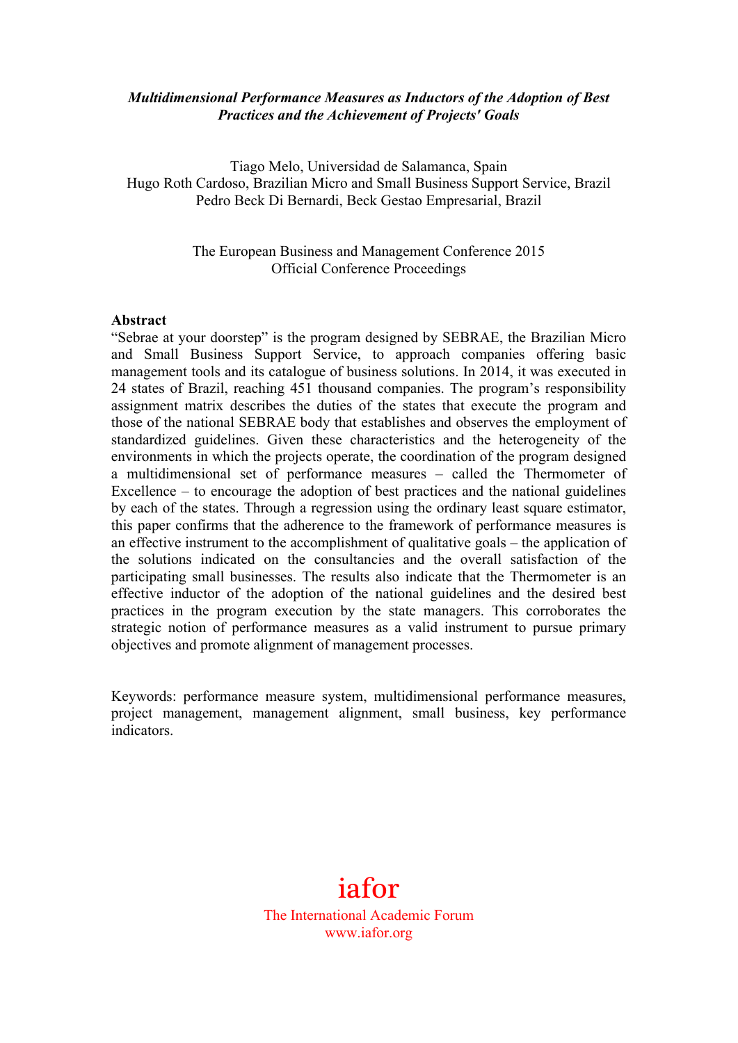***Multidimensional Performance Measures as Inductors of the Adoption of Best Practices and the Achievement of Projects' Goals***

Tiago Melo, Universidad de Salamanca, Spain
Hugo Roth Cardoso, Brazilian Micro and Small Business Support Service, Brazil
Pedro Beck Di Bernardi, Beck Gestao Empresarial, Brazil

The European Business and Management Conference 2015
Official Conference Proceedings

**Abstract**

"Sebrae at your doorstep" is the program designed by SEBRAE, the Brazilian Micro and Small Business Support Service, to approach companies offering basic management tools and its catalogue of business solutions. In 2014, it was executed in 24 states of Brazil, reaching 451 thousand companies. The program's responsibility assignment matrix describes the duties of the states that execute the program and those of the national SEBRAE body that establishes and observes the employment of standardized guidelines. Given these characteristics and the heterogeneity of the environments in which the projects operate, the coordination of the program designed a multidimensional set of performance measures – called the Thermometer of Excellence – to encourage the adoption of best practices and the national guidelines by each of the states. Through a regression using the ordinary least square estimator, this paper confirms that the adherence to the framework of performance measures is an effective instrument to the accomplishment of qualitative goals – the application of the solutions indicated on the consultancies and the overall satisfaction of the participating small businesses. The results also indicate that the Thermometer is an effective inductor of the adoption of the national guidelines and the desired best practices in the program execution by the state managers. This corroborates the strategic notion of performance measures as a valid instrument to pursue primary objectives and promote alignment of management processes.

Keywords: performance measure system, multidimensional performance measures, project management, management alignment, small business, key performance indicators.

iafor
The International Academic Forum
www.iafor.org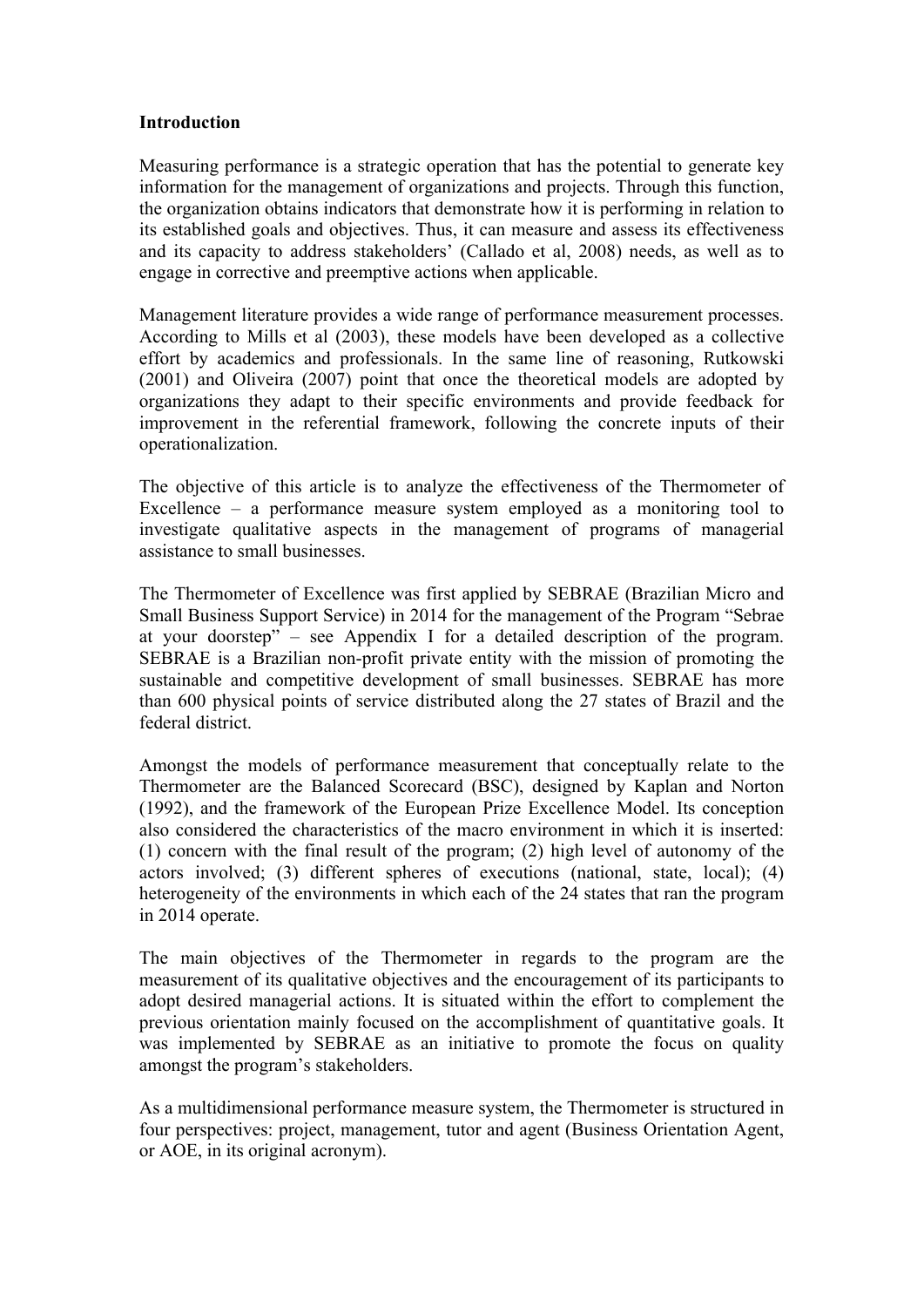**Introduction**

Measuring performance is a strategic operation that has the potential to generate key information for the management of organizations and projects. Through this function, the organization obtains indicators that demonstrate how it is performing in relation to its established goals and objectives. Thus, it can measure and assess its effectiveness and its capacity to address stakeholders' (Callado et al, 2008) needs, as well as to engage in corrective and preemptive actions when applicable.

Management literature provides a wide range of performance measurement processes. According to Mills et al (2003), these models have been developed as a collective effort by academics and professionals. In the same line of reasoning, Rutkowski (2001) and Oliveira (2007) point that once the theoretical models are adopted by organizations they adapt to their specific environments and provide feedback for improvement in the referential framework, following the concrete inputs of their operationalization.

The objective of this article is to analyze the effectiveness of the Thermometer of Excellence – a performance measure system employed as a monitoring tool to investigate qualitative aspects in the management of programs of managerial assistance to small businesses.

The Thermometer of Excellence was first applied by SEBRAE (Brazilian Micro and Small Business Support Service) in 2014 for the management of the Program "Sebrae at your doorstep" – see Appendix I for a detailed description of the program. SEBRAE is a Brazilian non-profit private entity with the mission of promoting the sustainable and competitive development of small businesses. SEBRAE has more than 600 physical points of service distributed along the 27 states of Brazil and the federal district.

Amongst the models of performance measurement that conceptually relate to the Thermometer are the Balanced Scorecard (BSC), designed by Kaplan and Norton (1992), and the framework of the European Prize Excellence Model. Its conception also considered the characteristics of the macro environment in which it is inserted: (1) concern with the final result of the program; (2) high level of autonomy of the actors involved; (3) different spheres of executions (national, state, local); (4) heterogeneity of the environments in which each of the 24 states that ran the program in 2014 operate.

The main objectives of the Thermometer in regards to the program are the measurement of its qualitative objectives and the encouragement of its participants to adopt desired managerial actions. It is situated within the effort to complement the previous orientation mainly focused on the accomplishment of quantitative goals. It was implemented by SEBRAE as an initiative to promote the focus on quality amongst the program's stakeholders.

As a multidimensional performance measure system, the Thermometer is structured in four perspectives: project, management, tutor and agent (Business Orientation Agent, or AOE, in its original acronym).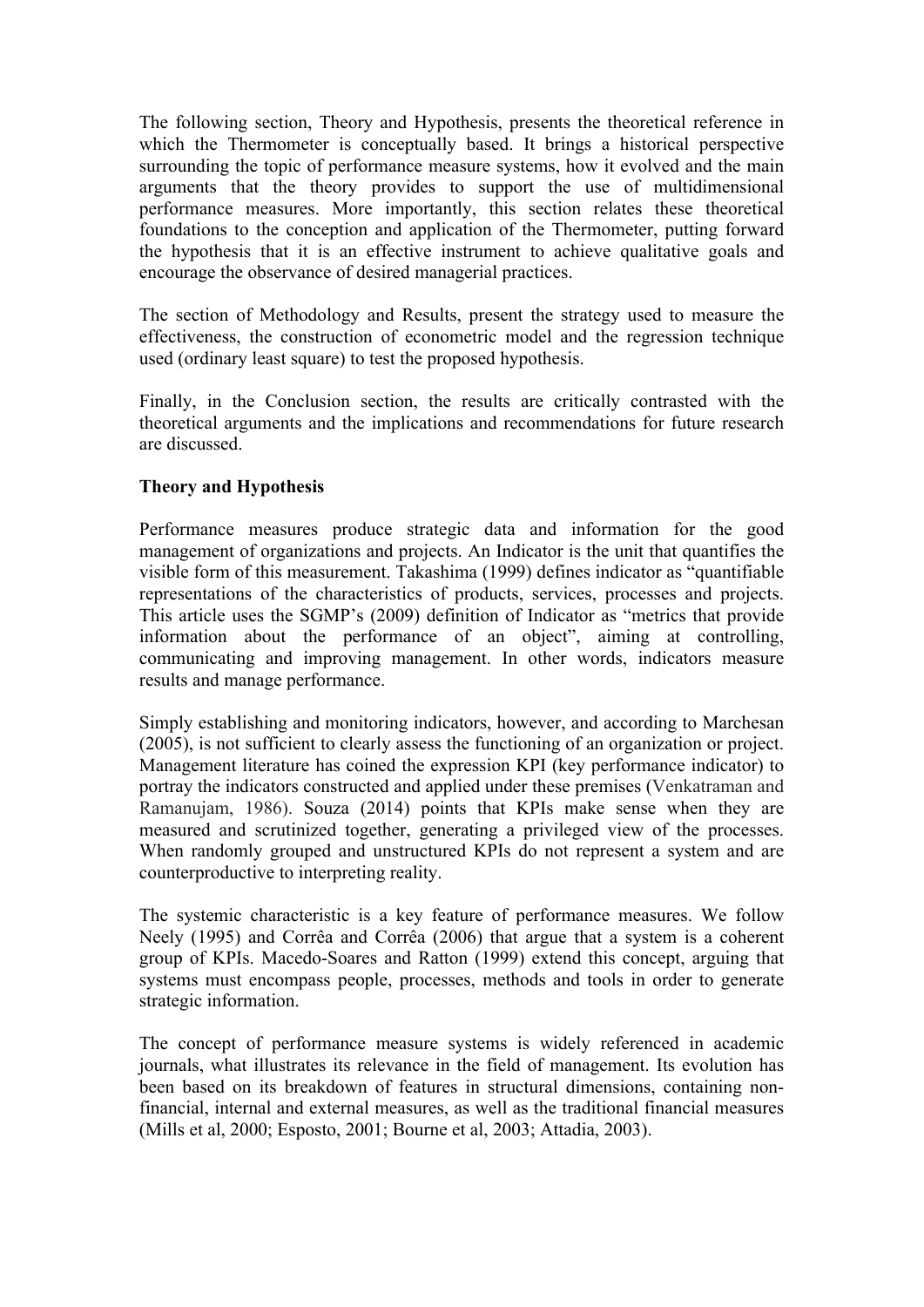The following section, Theory and Hypothesis, presents the theoretical reference in which the Thermometer is conceptually based. It brings a historical perspective surrounding the topic of performance measure systems, how it evolved and the main arguments that the theory provides to support the use of multidimensional performance measures. More importantly, this section relates these theoretical foundations to the conception and application of the Thermometer, putting forward the hypothesis that it is an effective instrument to achieve qualitative goals and encourage the observance of desired managerial practices.

The section of Methodology and Results, present the strategy used to measure the effectiveness, the construction of econometric model and the regression technique used (ordinary least square) to test the proposed hypothesis.

Finally, in the Conclusion section, the results are critically contrasted with the theoretical arguments and the implications and recommendations for future research are discussed.

**Theory and Hypothesis**

Performance measures produce strategic data and information for the good management of organizations and projects. An Indicator is the unit that quantifies the visible form of this measurement. Takashima (1999) defines indicator as "quantifiable representations of the characteristics of products, services, processes and projects. This article uses the SGMP's (2009) definition of Indicator as "metrics that provide information about the performance of an object", aiming at controlling, communicating and improving management. In other words, indicators measure results and manage performance.

Simply establishing and monitoring indicators, however, and according to Marchesan (2005), is not sufficient to clearly assess the functioning of an organization or project. Management literature has coined the expression KPI (key performance indicator) to portray the indicators constructed and applied under these premises (Venkatraman and Ramanujam, 1986). Souza (2014) points that KPIs make sense when they are measured and scrutinized together, generating a privileged view of the processes. When randomly grouped and unstructured KPIs do not represent a system and are counterproductive to interpreting reality.

The systemic characteristic is a key feature of performance measures. We follow Neely (1995) and Corrêa and Corrêa (2006) that argue that a system is a coherent group of KPIs. Macedo-Soares and Ratton (1999) extend this concept, arguing that systems must encompass people, processes, methods and tools in order to generate strategic information.

The concept of performance measure systems is widely referenced in academic journals, what illustrates its relevance in the field of management. Its evolution has been based on its breakdown of features in structural dimensions, containing non-financial, internal and external measures, as well as the traditional financial measures (Mills et al, 2000; Esposto, 2001; Bourne et al, 2003; Attadia, 2003).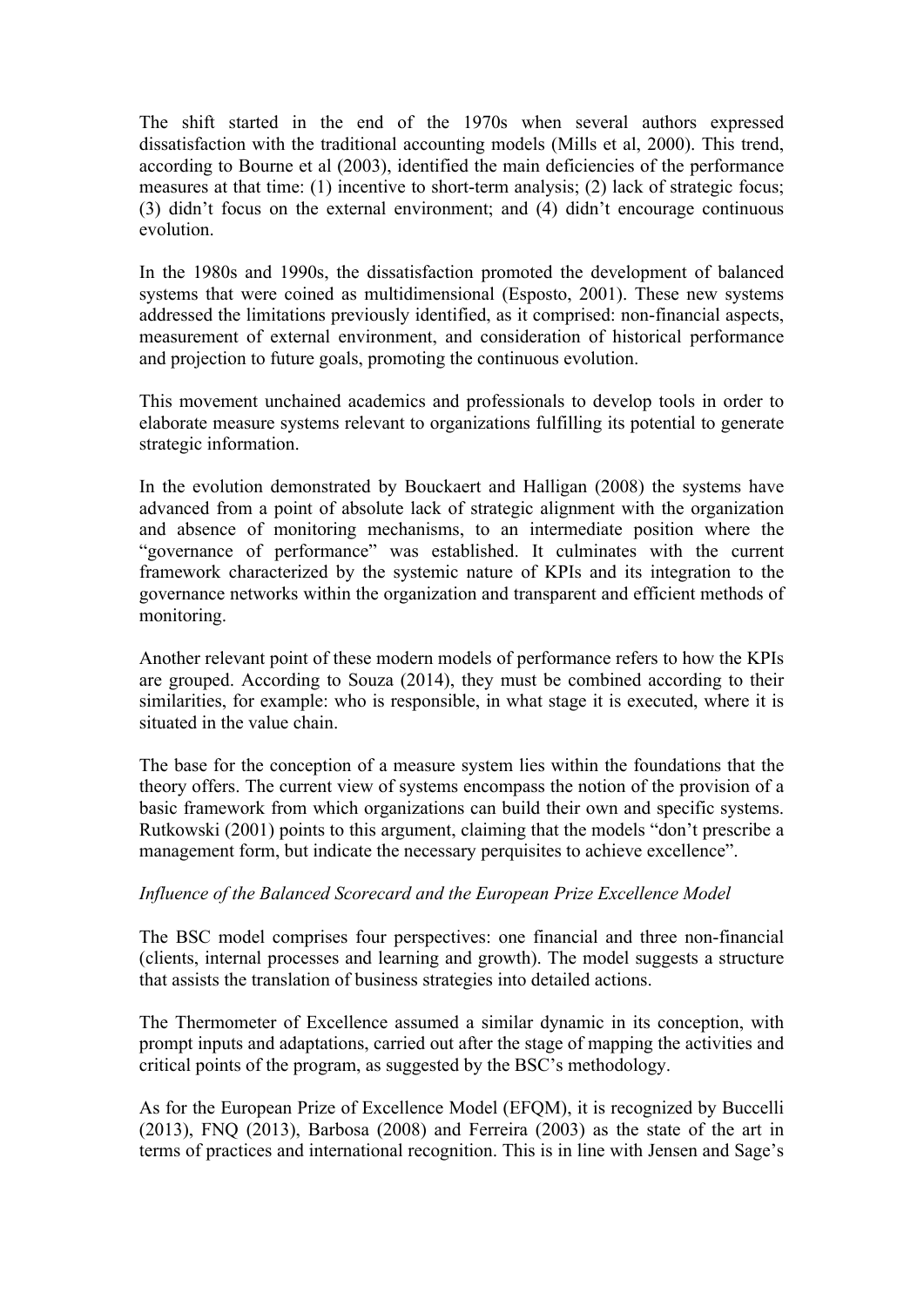The shift started in the end of the 1970s when several authors expressed dissatisfaction with the traditional accounting models (Mills et al, 2000). This trend, according to Bourne et al (2003), identified the main deficiencies of the performance measures at that time: (1) incentive to short-term analysis; (2) lack of strategic focus; (3) didn't focus on the external environment; and (4) didn't encourage continuous evolution.

In the 1980s and 1990s, the dissatisfaction promoted the development of balanced systems that were coined as multidimensional (Esposto, 2001). These new systems addressed the limitations previously identified, as it comprised: non-financial aspects, measurement of external environment, and consideration of historical performance and projection to future goals, promoting the continuous evolution.

This movement unchained academics and professionals to develop tools in order to elaborate measure systems relevant to organizations fulfilling its potential to generate strategic information.

In the evolution demonstrated by Bouckaert and Halligan (2008) the systems have advanced from a point of absolute lack of strategic alignment with the organization and absence of monitoring mechanisms, to an intermediate position where the "governance of performance" was established. It culminates with the current framework characterized by the systemic nature of KPIs and its integration to the governance networks within the organization and transparent and efficient methods of monitoring.

Another relevant point of these modern models of performance refers to how the KPIs are grouped. According to Souza (2014), they must be combined according to their similarities, for example: who is responsible, in what stage it is executed, where it is situated in the value chain.

The base for the conception of a measure system lies within the foundations that the theory offers. The current view of systems encompass the notion of the provision of a basic framework from which organizations can build their own and specific systems. Rutkowski (2001) points to this argument, claiming that the models "don't prescribe a management form, but indicate the necessary perquisites to achieve excellence".

*Influence of the Balanced Scorecard and the European Prize Excellence Model*

The BSC model comprises four perspectives: one financial and three non-financial (clients, internal processes and learning and growth). The model suggests a structure that assists the translation of business strategies into detailed actions.

The Thermometer of Excellence assumed a similar dynamic in its conception, with prompt inputs and adaptations, carried out after the stage of mapping the activities and critical points of the program, as suggested by the BSC's methodology.

As for the European Prize of Excellence Model (EFQM), it is recognized by Buccelli (2013), FNQ (2013), Barbosa (2008) and Ferreira (2003) as the state of the art in terms of practices and international recognition. This is in line with Jensen and Sage's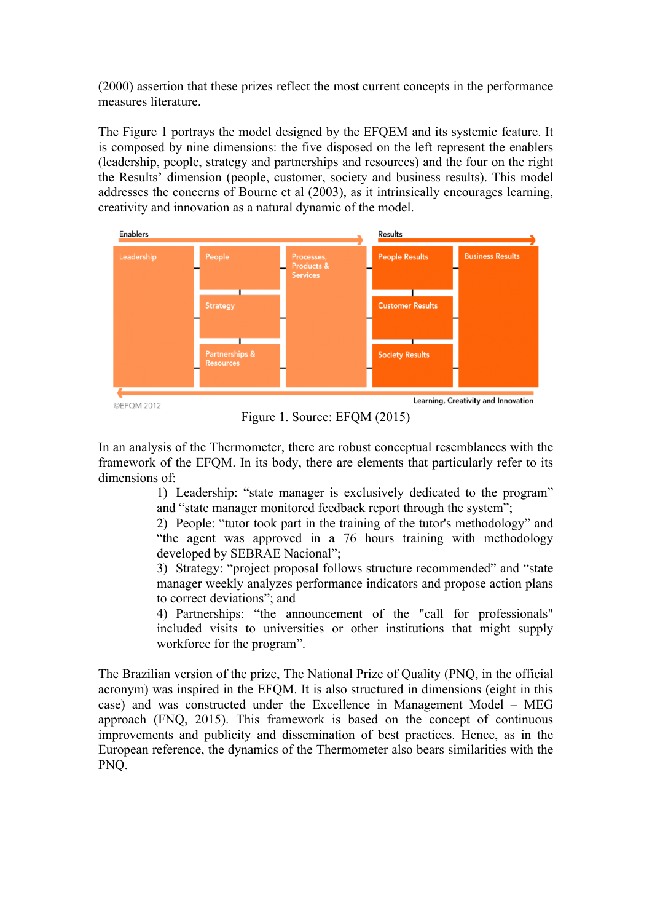(2000) assertion that these prizes reflect the most current concepts in the performance measures literature.

The Figure 1 portrays the model designed by the EFQEM and its systemic feature. It is composed by nine dimensions: the five disposed on the left represent the enablers (leadership, people, strategy and partnerships and resources) and the four on the right the Results' dimension (people, customer, society and business results). This model addresses the concerns of Bourne et al (2003), as it intrinsically encourages learning, creativity and innovation as a natural dynamic of the model.

Figure 1. Source: EFQM (2015)

In an analysis of the Thermometer, there are robust conceptual resemblances with the framework of the EFQM. In its body, there are elements that particularly refer to its dimensions of:

1) Leadership: "state manager is exclusively dedicated to the program" and "state manager monitored feedback report through the system";
2) People: "tutor took part in the training of the tutor's methodology" and "the agent was approved in a 76 hours training with methodology developed by SEBRAE Nacional";
3) Strategy: "project proposal follows structure recommended" and "state manager weekly analyzes performance indicators and propose action plans to correct deviations"; and
4) Partnerships: "the announcement of the "call for professionals" included visits to universities or other institutions that might supply workforce for the program".

The Brazilian version of the prize, The National Prize of Quality (PNQ, in the official acronym) was inspired in the EFQM. It is also structured in dimensions (eight in this case) and was constructed under the Excellence in Management Model – MEG approach (FNQ, 2015). This framework is based on the concept of continuous improvements and publicity and dissemination of best practices. Hence, as in the European reference, the dynamics of the Thermometer also bears similarities with the PNQ.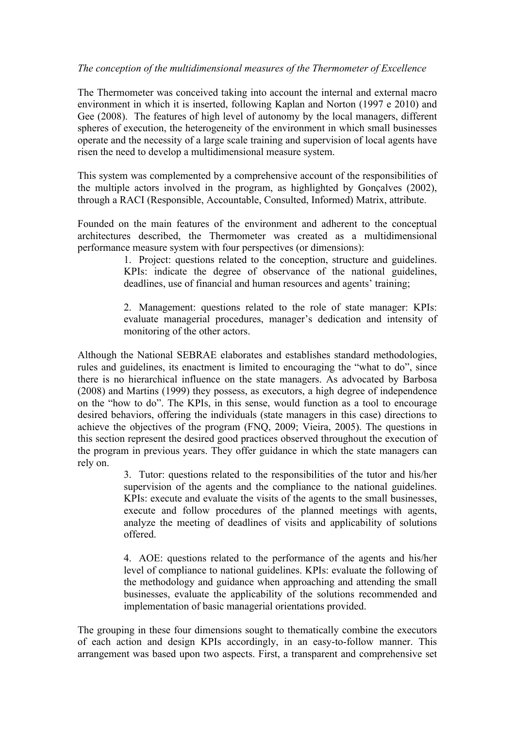*The conception of the multidimensional measures of the Thermometer of Excellence*

The Thermometer was conceived taking into account the internal and external macro environment in which it is inserted, following Kaplan and Norton (1997 e 2010) and Gee (2008). The features of high level of autonomy by the local managers, different spheres of execution, the heterogeneity of the environment in which small businesses operate and the necessity of a large scale training and supervision of local agents have risen the need to develop a multidimensional measure system.

This system was complemented by a comprehensive account of the responsibilities of the multiple actors involved in the program, as highlighted by Gonçalves (2002), through a RACI (Responsible, Accountable, Consulted, Informed) Matrix, attribute.

Founded on the main features of the environment and adherent to the conceptual architectures described, the Thermometer was created as a multidimensional performance measure system with four perspectives (or dimensions):

1. Project: questions related to the conception, structure and guidelines. KPIs: indicate the degree of observance of the national guidelines, deadlines, use of financial and human resources and agents' training;

2. Management: questions related to the role of state manager: KPIs: evaluate managerial procedures, manager's dedication and intensity of monitoring of the other actors.

Although the National SEBRAE elaborates and establishes standard methodologies, rules and guidelines, its enactment is limited to encouraging the "what to do", since there is no hierarchical influence on the state managers. As advocated by Barbosa (2008) and Martins (1999) they possess, as executors, a high degree of independence on the "how to do". The KPIs, in this sense, would function as a tool to encourage desired behaviors, offering the individuals (state managers in this case) directions to achieve the objectives of the program (FNQ, 2009; Vieira, 2005). The questions in this section represent the desired good practices observed throughout the execution of the program in previous years. They offer guidance in which the state managers can rely on.

3. Tutor: questions related to the responsibilities of the tutor and his/her supervision of the agents and the compliance to the national guidelines. KPIs: execute and evaluate the visits of the agents to the small businesses, execute and follow procedures of the planned meetings with agents, analyze the meeting of deadlines of visits and applicability of solutions offered.

4. AOE: questions related to the performance of the agents and his/her level of compliance to national guidelines. KPIs: evaluate the following of the methodology and guidance when approaching and attending the small businesses, evaluate the applicability of the solutions recommended and implementation of basic managerial orientations provided.

The grouping in these four dimensions sought to thematically combine the executors of each action and design KPIs accordingly, in an easy-to-follow manner. This arrangement was based upon two aspects. First, a transparent and comprehensive set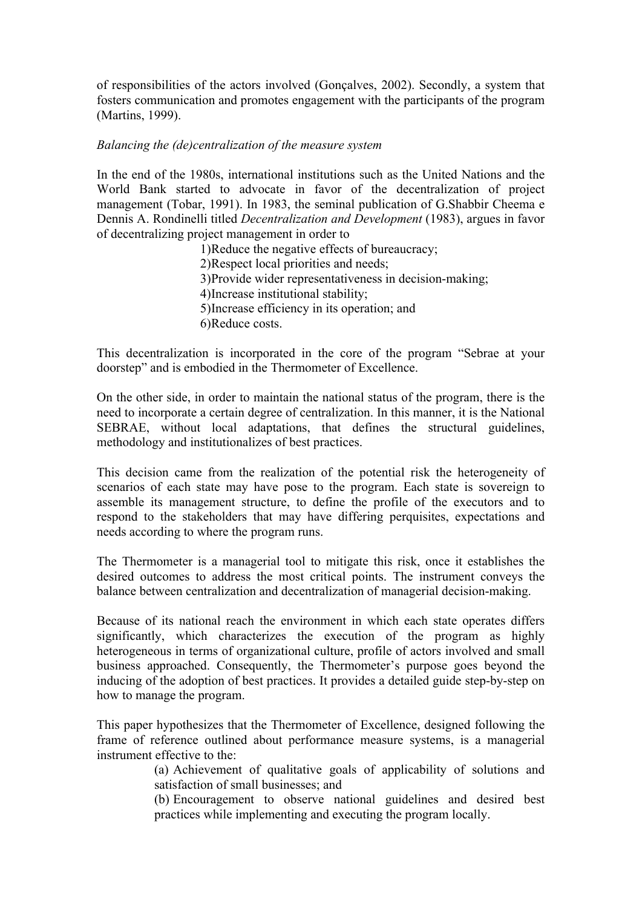of responsibilities of the actors involved (Gonçalves, 2002). Secondly, a system that fosters communication and promotes engagement with the participants of the program (Martins, 1999).

*Balancing the (de)centralization of the measure system*

In the end of the 1980s, international institutions such as the United Nations and the World Bank started to advocate in favor of the decentralization of project management (Tobar, 1991). In 1983, the seminal publication of G.Shabbir Cheema e Dennis A. Rondinelli titled *Decentralization and Development* (1983), argues in favor of decentralizing project management in order to

1)Reduce the negative effects of bureaucracy;
2)Respect local priorities and needs;
3)Provide wider representativeness in decision-making;
4)Increase institutional stability;
5)Increase efficiency in its operation; and
6)Reduce costs.

This decentralization is incorporated in the core of the program "Sebrae at your doorstep" and is embodied in the Thermometer of Excellence.

On the other side, in order to maintain the national status of the program, there is the need to incorporate a certain degree of centralization. In this manner, it is the National SEBRAE, without local adaptations, that defines the structural guidelines, methodology and institutionalizes of best practices.

This decision came from the realization of the potential risk the heterogeneity of scenarios of each state may have pose to the program. Each state is sovereign to assemble its management structure, to define the profile of the executors and to respond to the stakeholders that may have differing perquisites, expectations and needs according to where the program runs.

The Thermometer is a managerial tool to mitigate this risk, once it establishes the desired outcomes to address the most critical points. The instrument conveys the balance between centralization and decentralization of managerial decision-making.

Because of its national reach the environment in which each state operates differs significantly, which characterizes the execution of the program as highly heterogeneous in terms of organizational culture, profile of actors involved and small business approached. Consequently, the Thermometer's purpose goes beyond the inducing of the adoption of best practices. It provides a detailed guide step-by-step on how to manage the program.

This paper hypothesizes that the Thermometer of Excellence, designed following the frame of reference outlined about performance measure systems, is a managerial instrument effective to the:

(a) Achievement of qualitative goals of applicability of solutions and satisfaction of small businesses; and
(b) Encouragement to observe national guidelines and desired best practices while implementing and executing the program locally.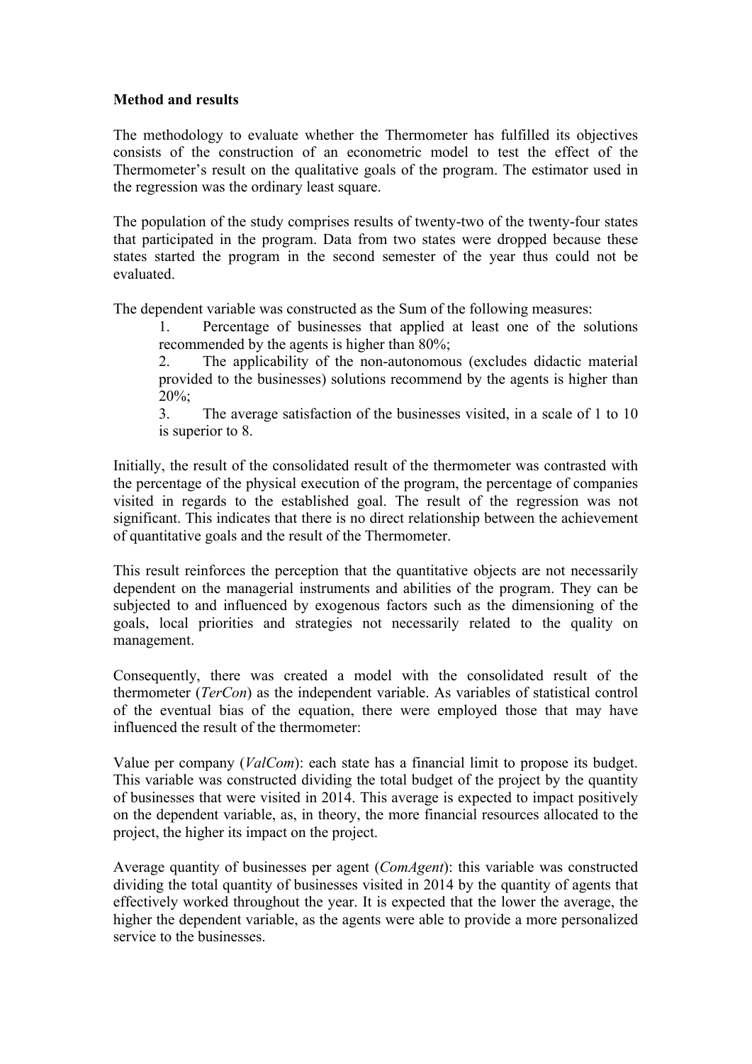**Method and results**

The methodology to evaluate whether the Thermometer has fulfilled its objectives consists of the construction of an econometric model to test the effect of the Thermometer's result on the qualitative goals of the program. The estimator used in the regression was the ordinary least square.

The population of the study comprises results of twenty-two of the twenty-four states that participated in the program. Data from two states were dropped because these states started the program in the second semester of the year thus could not be evaluated.

The dependent variable was constructed as the Sum of the following measures:

1. Percentage of businesses that applied at least one of the solutions recommended by the agents is higher than 80%;
2. The applicability of the non-autonomous (excludes didactic material provided to the businesses) solutions recommend by the agents is higher than 20%;
3. The average satisfaction of the businesses visited, in a scale of 1 to 10 is superior to 8.

Initially, the result of the consolidated result of the thermometer was contrasted with the percentage of the physical execution of the program, the percentage of companies visited in regards to the established goal. The result of the regression was not significant. This indicates that there is no direct relationship between the achievement of quantitative goals and the result of the Thermometer.

This result reinforces the perception that the quantitative objects are not necessarily dependent on the managerial instruments and abilities of the program. They can be subjected to and influenced by exogenous factors such as the dimensioning of the goals, local priorities and strategies not necessarily related to the quality on management.

Consequently, there was created a model with the consolidated result of the thermometer (*TerCon*) as the independent variable. As variables of statistical control of the eventual bias of the equation, there were employed those that may have influenced the result of the thermometer:

Value per company (*ValCom*): each state has a financial limit to propose its budget. This variable was constructed dividing the total budget of the project by the quantity of businesses that were visited in 2014. This average is expected to impact positively on the dependent variable, as, in theory, the more financial resources allocated to the project, the higher its impact on the project.

Average quantity of businesses per agent (*ComAgent*): this variable was constructed dividing the total quantity of businesses visited in 2014 by the quantity of agents that effectively worked throughout the year. It is expected that the lower the average, the higher the dependent variable, as the agents were able to provide a more personalized service to the businesses.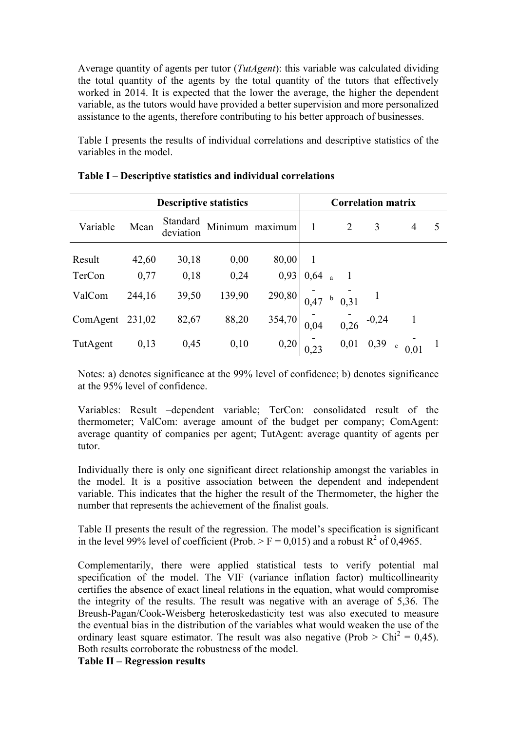Average quantity of agents per tutor (*TutAgent*): this variable was calculated dividing the total quantity of the agents by the total quantity of the tutors that effectively worked in 2014. It is expected that the lower the average, the higher the dependent variable, as the tutors would have provided a better supervision and more personalized assistance to the agents, therefore contributing to his better approach of businesses.

Table I presents the results of individual correlations and descriptive statistics of the variables in the model.

**Table I – Descriptive statistics and individual correlations**

| Descriptive statistics | | | | | Correlation matrix | | | | |
|---|---|---|---|---|---|---|---|---|---|
| Variable | Mean | Standard deviation | Minimum | maximum | 1 | 2 | 3 | 4 | 5 |
| Result | 42,60 | 30,18 | 0,00 | 80,00 | 1 | | | | |
| TerCon | 0,77 | 0,18 | 0,24 | 0,93 | 0,64 [a] | 1 | | | |
| ValCom | 244,16 | 39,50 | 139,90 | 290,80 | -0,47 [b] | -0,31 | 1 | | |
| ComAgent | 231,02 | 82,67 | 88,20 | 354,70 | -0,04 | -0,26 | -0,24 | 1 | |
| TutAgent | 0,13 | 0,45 | 0,10 | 0,20 | -0,23 | 0,01 | 0,39 [c] | -0,01 | 1 |

Notes: a) denotes significance at the 99% level of confidence; b) denotes significance at the 95% level of confidence.

Variables: Result –dependent variable; TerCon: consolidated result of the thermometer; ValCom: average amount of the budget per company; ComAgent: average quantity of companies per agent; TutAgent: average quantity of agents per tutor.

Individually there is only one significant direct relationship amongst the variables in the model. It is a positive association between the dependent and independent variable. This indicates that the higher the result of the Thermometer, the higher the number that represents the achievement of the finalist goals.

Table II presents the result of the regression. The model's specification is significant in the level 99% level of coefficient (Prob. > F = 0,015) and a robust $R^2$ of 0,4965.

Complementarily, there were applied statistical tests to verify potential mal specification of the model. The VIF (variance inflation factor) multicollinearity certifies the absence of exact lineal relations in the equation, what would compromise the integrity of the results. The result was negative with an average of 5,36. The Breush-Pagan/Cook-Weisberg heteroskedasticity test was also executed to measure the eventual bias in the distribution of the variables what would weaken the use of the ordinary least square estimator. The result was also negative (Prob > $Chi^2$ = 0,45). Both results corroborate the robustness of the model.

**Table II – Regression results**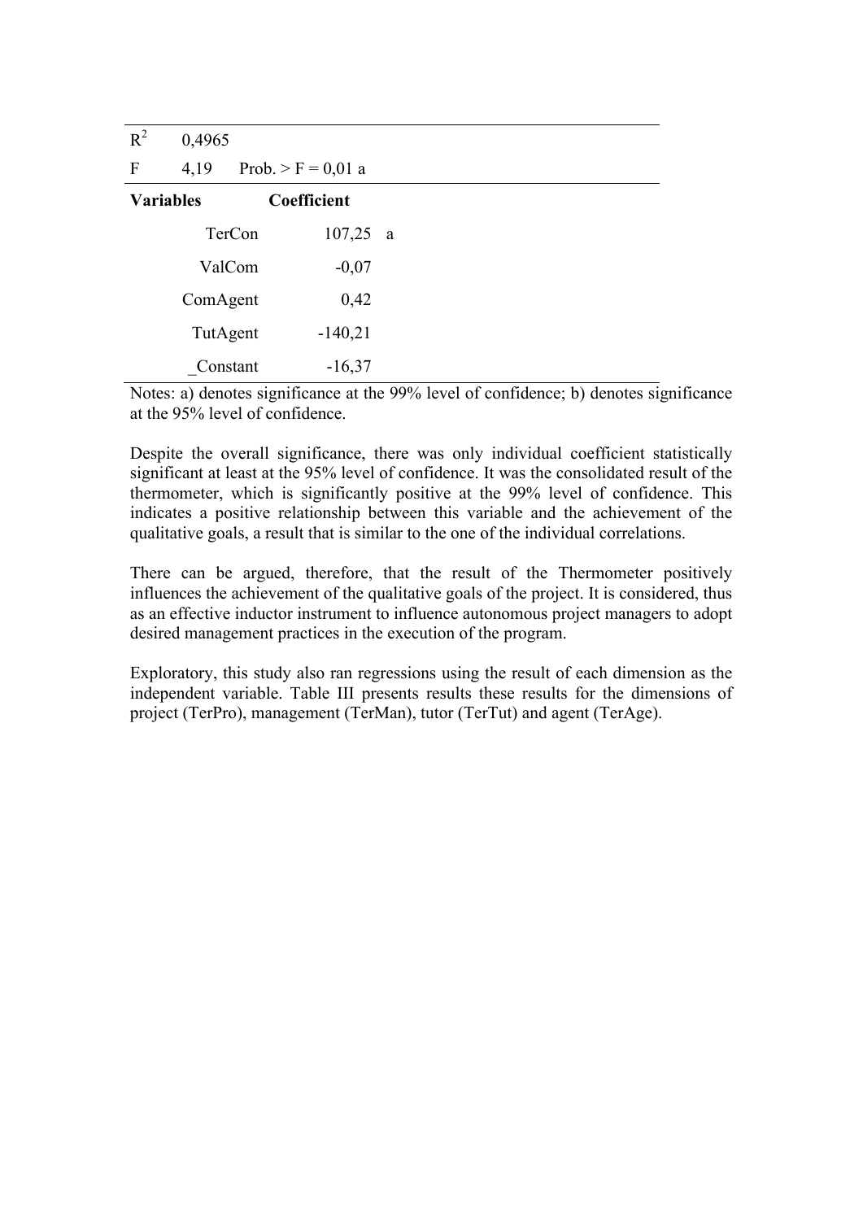| | | |
|---|---|---|
| $R^2$ | 0,4965 | |
| F | 4,19 | Prob. > F = 0,01 a |
| **Variables** | **Coefficient** | |
| TerCon | 107,25 | a |
| ValCom | -0,07 | |
| ComAgent | 0,42 | |
| TutAgent | -140,21 | |
| _Constant | -16,37 | |

Notes: a) denotes significance at the 99% level of confidence; b) denotes significance at the 95% level of confidence.

Despite the overall significance, there was only individual coefficient statistically significant at least at the 95% level of confidence. It was the consolidated result of the thermometer, which is significantly positive at the 99% level of confidence. This indicates a positive relationship between this variable and the achievement of the qualitative goals, a result that is similar to the one of the individual correlations.

There can be argued, therefore, that the result of the Thermometer positively influences the achievement of the qualitative goals of the project. It is considered, thus as an effective inductor instrument to influence autonomous project managers to adopt desired management practices in the execution of the program.

Exploratory, this study also ran regressions using the result of each dimension as the independent variable. Table III presents results these results for the dimensions of project (TerPro), management (TerMan), tutor (TerTut) and agent (TerAge).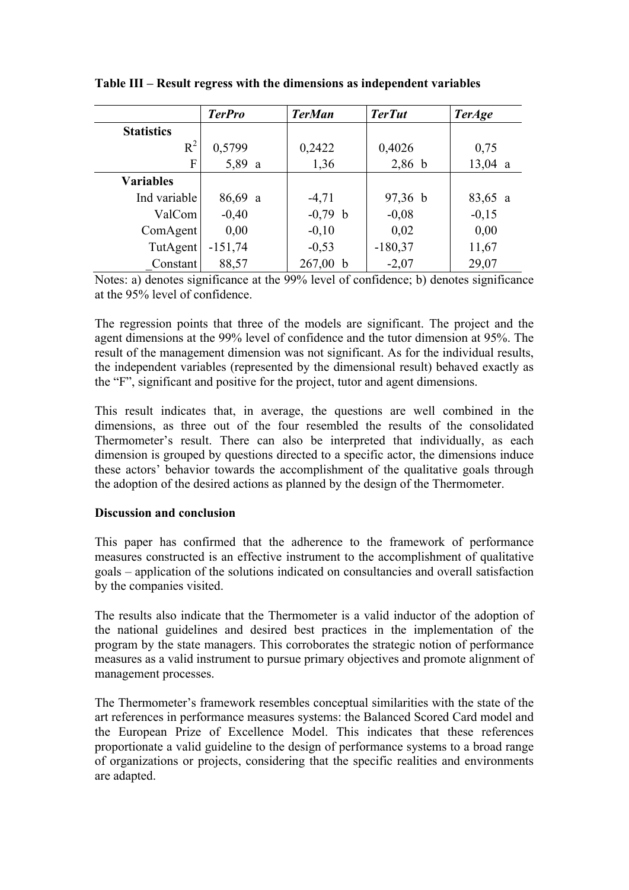**Table III – Result regress with the dimensions as independent variables**

| | *TerPro* | *TerMan* | *TerTut* | *TerAge* |
|---|---|---|---|---|
| **Statistics** | | | | |
| $R^2$ | 0,5799 | 0,2422 | 0,4026 | 0,75 |
| F | 5,89 a | 1,36 | 2,86 b | 13,04 a |
| **Variables** | | | | |
| Ind variable | 86,69 a | -4,71 | 97,36 b | 83,65 a |
| ValCom | -0,40 | -0,79 b | -0,08 | -0,15 |
| ComAgent | 0,00 | -0,10 | 0,02 | 0,00 |
| TutAgent | -151,74 | -0,53 | -180,37 | 11,67 |
| _Constant | 88,57 | 267,00 b | -2,07 | 29,07 |

Notes: a) denotes significance at the 99% level of confidence; b) denotes significance at the 95% level of confidence.

The regression points that three of the models are significant. The project and the agent dimensions at the 99% level of confidence and the tutor dimension at 95%. The result of the management dimension was not significant. As for the individual results, the independent variables (represented by the dimensional result) behaved exactly as the "F", significant and positive for the project, tutor and agent dimensions.

This result indicates that, in average, the questions are well combined in the dimensions, as three out of the four resembled the results of the consolidated Thermometer's result. There can also be interpreted that individually, as each dimension is grouped by questions directed to a specific actor, the dimensions induce these actors' behavior towards the accomplishment of the qualitative goals through the adoption of the desired actions as planned by the design of the Thermometer.

**Discussion and conclusion**

This paper has confirmed that the adherence to the framework of performance measures constructed is an effective instrument to the accomplishment of qualitative goals – application of the solutions indicated on consultancies and overall satisfaction by the companies visited.

The results also indicate that the Thermometer is a valid inductor of the adoption of the national guidelines and desired best practices in the implementation of the program by the state managers. This corroborates the strategic notion of performance measures as a valid instrument to pursue primary objectives and promote alignment of management processes.

The Thermometer's framework resembles conceptual similarities with the state of the art references in performance measures systems: the Balanced Scored Card model and the European Prize of Excellence Model. This indicates that these references proportionate a valid guideline to the design of performance systems to a broad range of organizations or projects, considering that the specific realities and environments are adapted.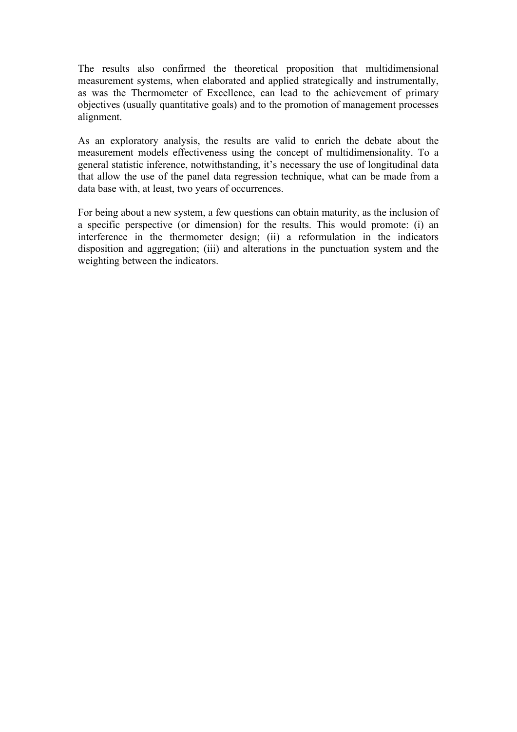The results also confirmed the theoretical proposition that multidimensional measurement systems, when elaborated and applied strategically and instrumentally, as was the Thermometer of Excellence, can lead to the achievement of primary objectives (usually quantitative goals) and to the promotion of management processes alignment.

As an exploratory analysis, the results are valid to enrich the debate about the measurement models effectiveness using the concept of multidimensionality. To a general statistic inference, notwithstanding, it's necessary the use of longitudinal data that allow the use of the panel data regression technique, what can be made from a data base with, at least, two years of occurrences.

For being about a new system, a few questions can obtain maturity, as the inclusion of a specific perspective (or dimension) for the results. This would promote: (i) an interference in the thermometer design; (ii) a reformulation in the indicators disposition and aggregation; (iii) and alterations in the punctuation system and the weighting between the indicators.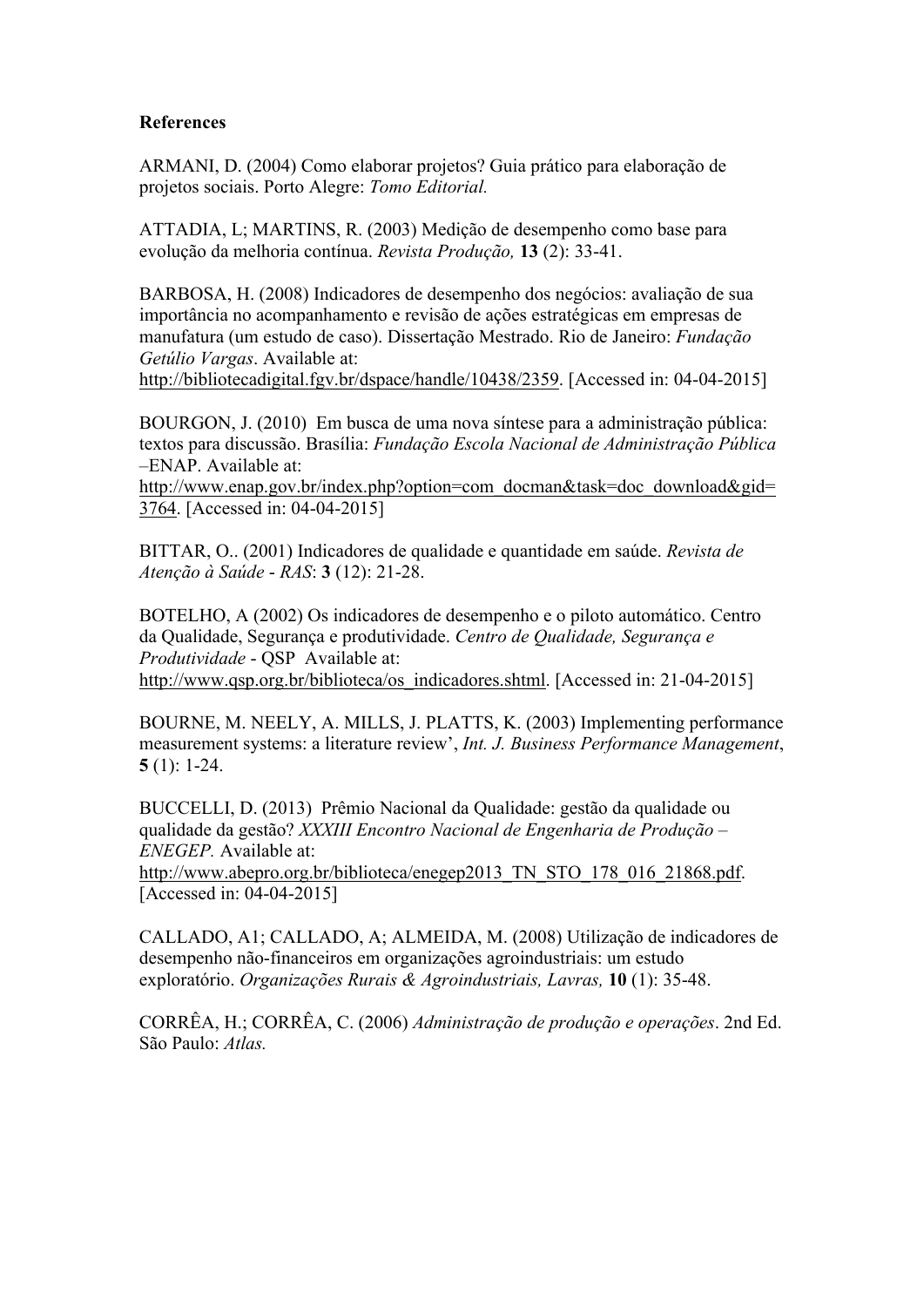**References**

ARMANI, D. (2004) Como elaborar projetos? Guia prático para elaboração de projetos sociais. Porto Alegre: *Tomo Editorial.*

ATTADIA, L; MARTINS, R. (2003) Medição de desempenho como base para evolução da melhoria contínua. *Revista Produção,* **13** (2): 33-41.

BARBOSA, H. (2008) Indicadores de desempenho dos negócios: avaliação de sua importância no acompanhamento e revisão de ações estratégicas em empresas de manufatura (um estudo de caso). Dissertação Mestrado. Rio de Janeiro: *Fundação Getúlio Vargas*. Available at: http://bibliotecadigital.fgv.br/dspace/handle/10438/2359. [Accessed in: 04-04-2015]

BOURGON, J. (2010) Em busca de uma nova síntese para a administração pública: textos para discussão. Brasília: *Fundação Escola Nacional de Administração Pública* –ENAP. Available at: http://www.enap.gov.br/index.php?option=com_docman&task=doc_download&gid=3764. [Accessed in: 04-04-2015]

BITTAR, O.. (2001) Indicadores de qualidade e quantidade em saúde. *Revista de Atenção à Saúde - RAS*: **3** (12): 21-28.

BOTELHO, A (2002) Os indicadores de desempenho e o piloto automático. Centro da Qualidade, Segurança e produtividade. *Centro de Qualidade, Segurança e Produtividade* - QSP Available at: http://www.qsp.org.br/biblioteca/os_indicadores.shtml. [Accessed in: 21-04-2015]

BOURNE, M. NEELY, A. MILLS, J. PLATTS, K. (2003) Implementing performance measurement systems: a literature review', *Int. J. Business Performance Management*, **5** (1): 1-24.

BUCCELLI, D. (2013) Prêmio Nacional da Qualidade: gestão da qualidade ou qualidade da gestão? *XXXIII Encontro Nacional de Engenharia de Produção – ENEGEP.* Available at: http://www.abepro.org.br/biblioteca/enegep2013_TN_STO_178_016_21868.pdf. [Accessed in: 04-04-2015]

CALLADO, A1; CALLADO, A; ALMEIDA, M. (2008) Utilização de indicadores de desempenho não-financeiros em organizações agroindustriais: um estudo exploratório. *Organizações Rurais & Agroindustriais, Lavras,* **10** (1): 35-48.

CORRÊA, H.; CORRÊA, C. (2006) *Administração de produção e operações*. 2nd Ed. São Paulo: *Atlas.*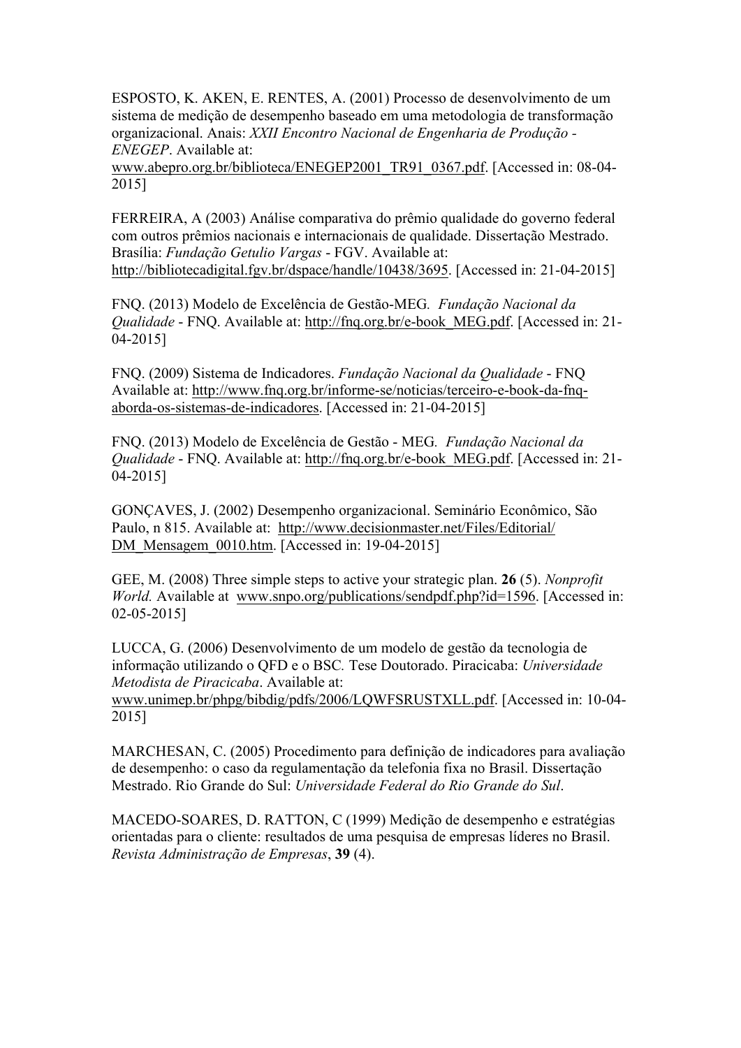ESPOSTO, K. AKEN, E. RENTES, A. (2001) Processo de desenvolvimento de um sistema de medição de desempenho baseado em uma metodologia de transformação organizacional. Anais: *XXII Encontro Nacional de Engenharia de Produção - ENEGEP*. Available at: www.abepro.org.br/biblioteca/ENEGEP2001_TR91_0367.pdf. [Accessed in: 08-04-2015]

FERREIRA, A (2003) Análise comparativa do prêmio qualidade do governo federal com outros prêmios nacionais e internacionais de qualidade. Dissertação Mestrado. Brasília: *Fundação Getulio Vargas* - FGV. Available at: http://bibliotecadigital.fgv.br/dspace/handle/10438/3695. [Accessed in: 21-04-2015]

FNQ. (2013) Modelo de Excelência de Gestão-MEG. *Fundação Nacional da Qualidade* - FNQ. Available at: http://fnq.org.br/e-book_MEG.pdf. [Accessed in: 21-04-2015]

FNQ. (2009) Sistema de Indicadores. *Fundação Nacional da Qualidade* - FNQ Available at: http://www.fnq.org.br/informe-se/noticias/terceiro-e-book-da-fnq-aborda-os-sistemas-de-indicadores. [Accessed in: 21-04-2015]

FNQ. (2013) Modelo de Excelência de Gestão - MEG. *Fundação Nacional da Qualidade* - FNQ. Available at: http://fnq.org.br/e-book_MEG.pdf. [Accessed in: 21-04-2015]

GONÇAVES, J. (2002) Desempenho organizacional. Seminário Econômico, São Paulo, n 815. Available at: http://www.decisionmaster.net/Files/Editorial/DM_Mensagem_0010.htm. [Accessed in: 19-04-2015]

GEE, M. (2008) Three simple steps to active your strategic plan. **26** (5). *Nonprofit World.* Available at www.snpo.org/publications/sendpdf.php?id=1596. [Accessed in: 02-05-2015]

LUCCA, G. (2006) Desenvolvimento de um modelo de gestão da tecnologia de informação utilizando o QFD e o BSC. Tese Doutorado. Piracicaba: *Universidade Metodista de Piracicaba*. Available at: www.unimep.br/phpg/bibdig/pdfs/2006/LQWFSRUSTXLL.pdf. [Accessed in: 10-04-2015]

MARCHESAN, C. (2005) Procedimento para definição de indicadores para avaliação de desempenho: o caso da regulamentação da telefonia fixa no Brasil. Dissertação Mestrado. Rio Grande do Sul: *Universidade Federal do Rio Grande do Sul*.

MACEDO-SOARES, D. RATTON, C (1999) Medição de desempenho e estratégias orientadas para o cliente: resultados de uma pesquisa de empresas líderes no Brasil. *Revista Administração de Empresas*, **39** (4).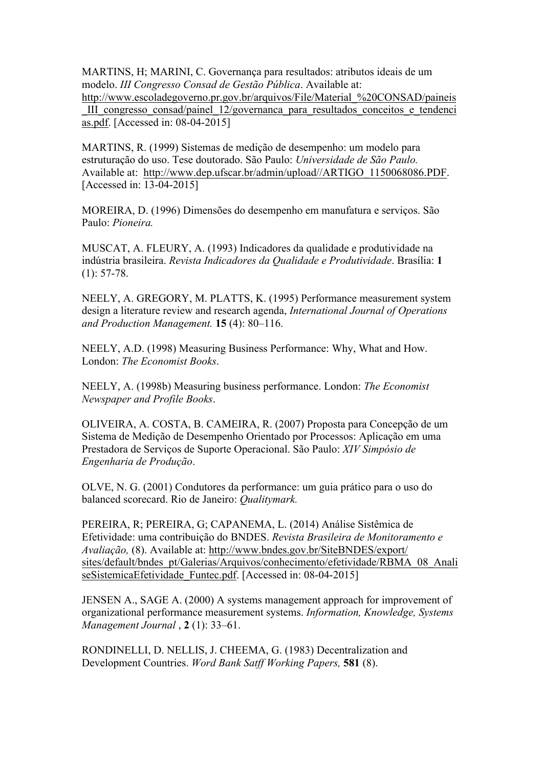MARTINS, H; MARINI, C. Governança para resultados: atributos ideais de um modelo. *III Congresso Consad de Gestão Pública*. Available at: http://www.escoladegoverno.pr.gov.br/arquivos/File/Material_%20CONSAD/paineis_III_congresso_consad/painel_12/governanca_para_resultados_conceitos_e_tendencias.pdf. [Accessed in: 08-04-2015]

MARTINS, R. (1999) Sistemas de medição de desempenho: um modelo para estruturação do uso. Tese doutorado. São Paulo: *Universidade de São Paulo.* Available at: http://www.dep.ufscar.br/admin/upload//ARTIGO_1150068086.PDF. [Accessed in: 13-04-2015]

MOREIRA, D. (1996) Dimensões do desempenho em manufatura e serviços. São Paulo: *Pioneira.*

MUSCAT, A. FLEURY, A. (1993) Indicadores da qualidade e produtividade na indústria brasileira. *Revista Indicadores da Qualidade e Produtividade*. Brasília: **1** (1): 57-78.

NEELY, A. GREGORY, M. PLATTS, K. (1995) Performance measurement system design a literature review and research agenda, *International Journal of Operations and Production Management.* **15** (4): 80–116.

NEELY, A.D. (1998) Measuring Business Performance: Why, What and How. London: *The Economist Books*.

NEELY, A. (1998b) Measuring business performance. London: *The Economist Newspaper and Profile Books*.

OLIVEIRA, A. COSTA, B. CAMEIRA, R. (2007) Proposta para Concepção de um Sistema de Medição de Desempenho Orientado por Processos: Aplicação em uma Prestadora de Serviços de Suporte Operacional. São Paulo: *XIV Simpósio de Engenharia de Produção*.

OLVE, N. G. (2001) Condutores da performance: um guia prático para o uso do balanced scorecard. Rio de Janeiro: *Qualitymark.*

PEREIRA, R; PEREIRA, G; CAPANEMA, L. (2014) Análise Sistêmica de Efetividade: uma contribuição do BNDES. *Revista Brasileira de Monitoramento e Avaliação,* (8). Available at: http://www.bndes.gov.br/SiteBNDES/export/sites/default/bndes_pt/Galerias/Arquivos/conhecimento/efetividade/RBMA_08_AnaliseSistemicaEfetividade_Funtec.pdf. [Accessed in: 08-04-2015]

JENSEN A., SAGE A. (2000) A systems management approach for improvement of organizational performance measurement systems. *Information, Knowledge, Systems Management Journal* , **2** (1): 33–61.

RONDINELLI, D. NELLIS, J. CHEEMA, G. (1983) Decentralization and Development Countries. *Word Bank Satff Working Papers,* **581** (8).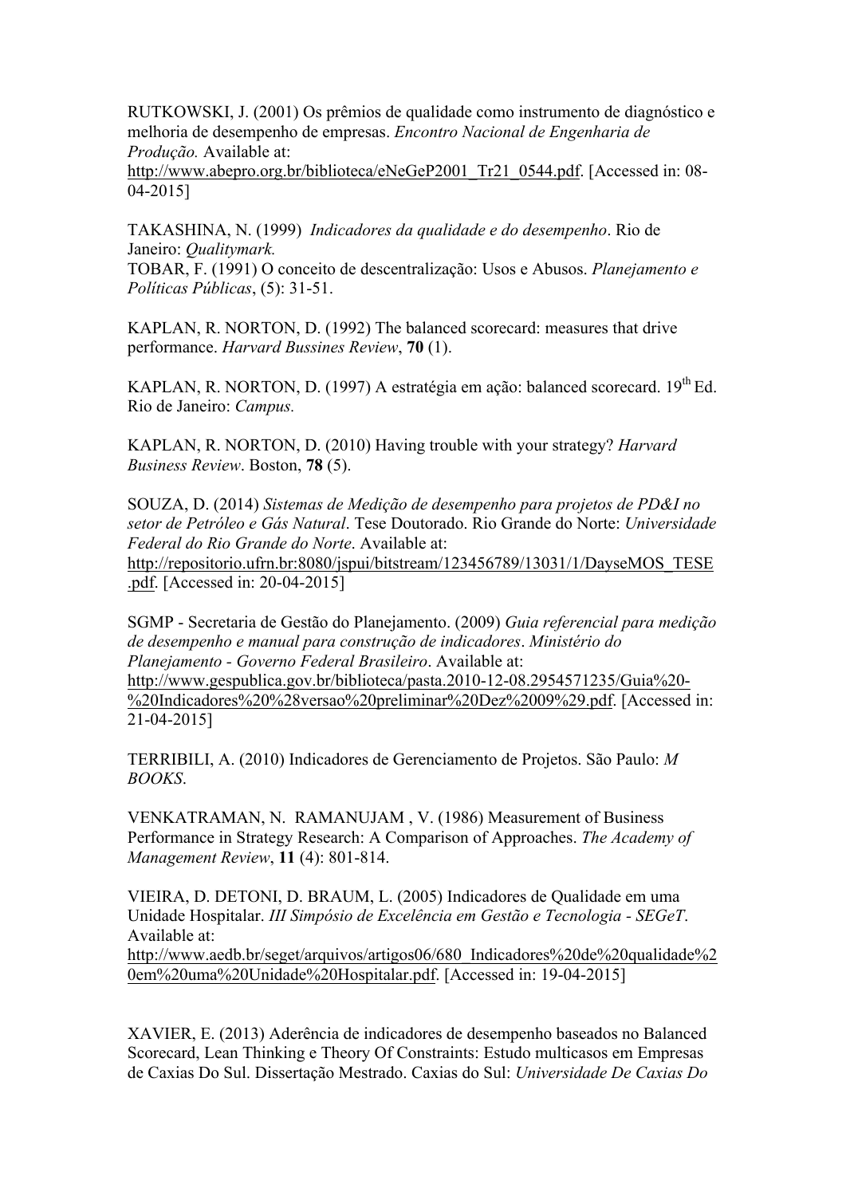RUTKOWSKI, J. (2001) Os prêmios de qualidade como instrumento de diagnóstico e melhoria de desempenho de empresas. *Encontro Nacional de Engenharia de Produção.* Available at: http://www.abepro.org.br/biblioteca/eNeGeP2001_Tr21_0544.pdf. [Accessed in: 08-04-2015]

TAKASHINA, N. (1999) *Indicadores da qualidade e do desempenho*. Rio de Janeiro: *Qualitymark.*
TOBAR, F. (1991) O conceito de descentralização: Usos e Abusos. *Planejamento e Políticas Públicas*, (5): 31-51.

KAPLAN, R. NORTON, D. (1992) The balanced scorecard: measures that drive performance. *Harvard Bussines Review*, **70** (1).

KAPLAN, R. NORTON, D. (1997) A estratégia em ação: balanced scorecard. 19th Ed. Rio de Janeiro: *Campus.*

KAPLAN, R. NORTON, D. (2010) Having trouble with your strategy? *Harvard Business Review*. Boston, **78** (5).

SOUZA, D. (2014) *Sistemas de Medição de desempenho para projetos de PD&I no setor de Petróleo e Gás Natural*. Tese Doutorado. Rio Grande do Norte: *Universidade Federal do Rio Grande do Norte*. Available at: http://repositorio.ufrn.br:8080/jspui/bitstream/123456789/13031/1/DayseMOS_TESE.pdf. [Accessed in: 20-04-2015]

SGMP - Secretaria de Gestão do Planejamento. (2009) *Guia referencial para medição de desempenho e manual para construção de indicadores*. *Ministério do Planejamento - Governo Federal Brasileiro*. Available at: http://www.gespublica.gov.br/biblioteca/pasta.2010-12-08.2954571235/Guia%20-%20Indicadores%20%28versao%20preliminar%20Dez%2009%29.pdf. [Accessed in: 21-04-2015]

TERRIBILI, A. (2010) Indicadores de Gerenciamento de Projetos. São Paulo: *M BOOKS*.

VENKATRAMAN, N. RAMANUJAM , V. (1986) Measurement of Business Performance in Strategy Research: A Comparison of Approaches. *The Academy of Management Review*, **11** (4): 801-814.

VIEIRA, D. DETONI, D. BRAUM, L. (2005) Indicadores de Qualidade em uma Unidade Hospitalar. *III Simpósio de Excelência em Gestão e Tecnologia - SEGeT*. Available at: http://www.aedb.br/seget/arquivos/artigos06/680_Indicadores%20de%20qualidade%20em%20uma%20Unidade%20Hospitalar.pdf. [Accessed in: 19-04-2015]

XAVIER, E. (2013) Aderência de indicadores de desempenho baseados no Balanced Scorecard, Lean Thinking e Theory Of Constraints: Estudo multicasos em Empresas de Caxias Do Sul. Dissertação Mestrado. Caxias do Sul: *Universidade De Caxias Do*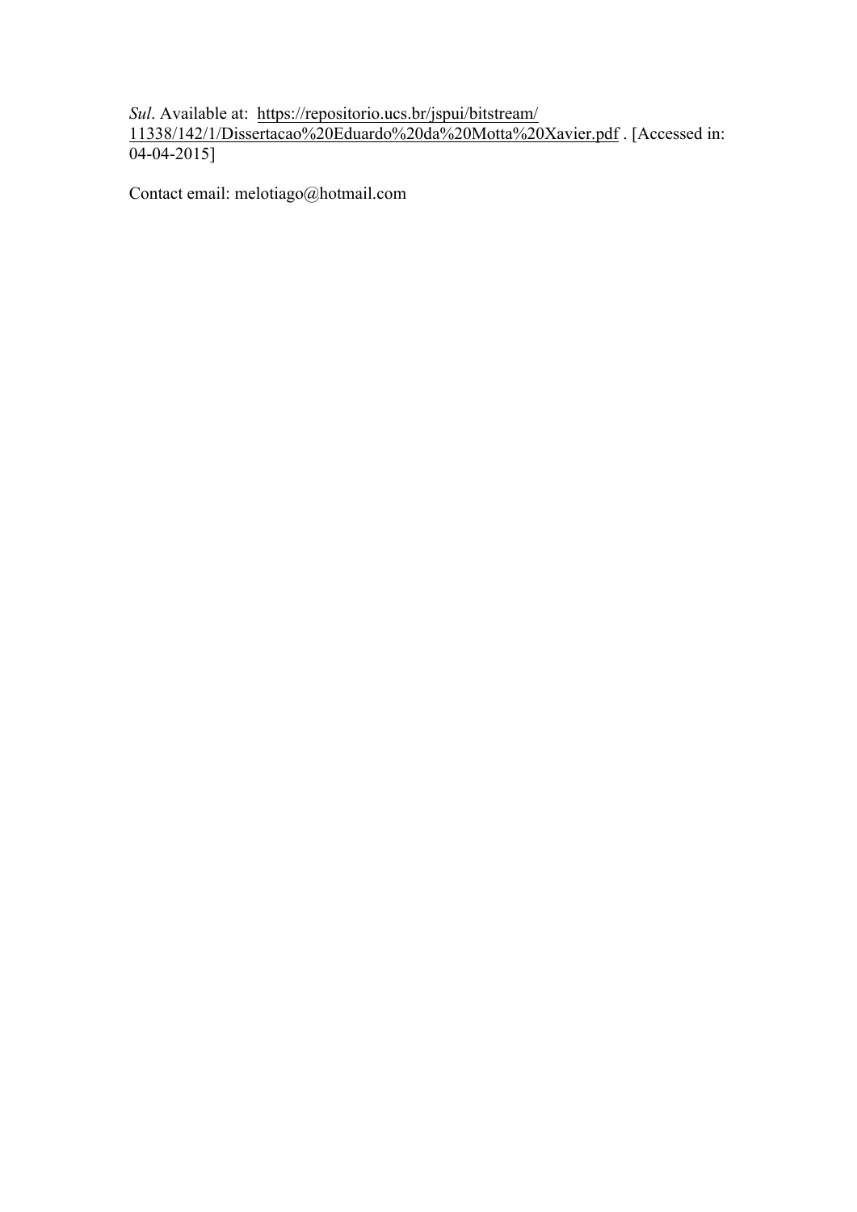*Sul*. Available at: https://repositorio.ucs.br/jspui/bitstream/11338/142/1/Dissertacao%20Eduardo%20da%20Motta%20Xavier.pdf . [Accessed in: 04-04-2015]

Contact email: melotiago@hotmail.com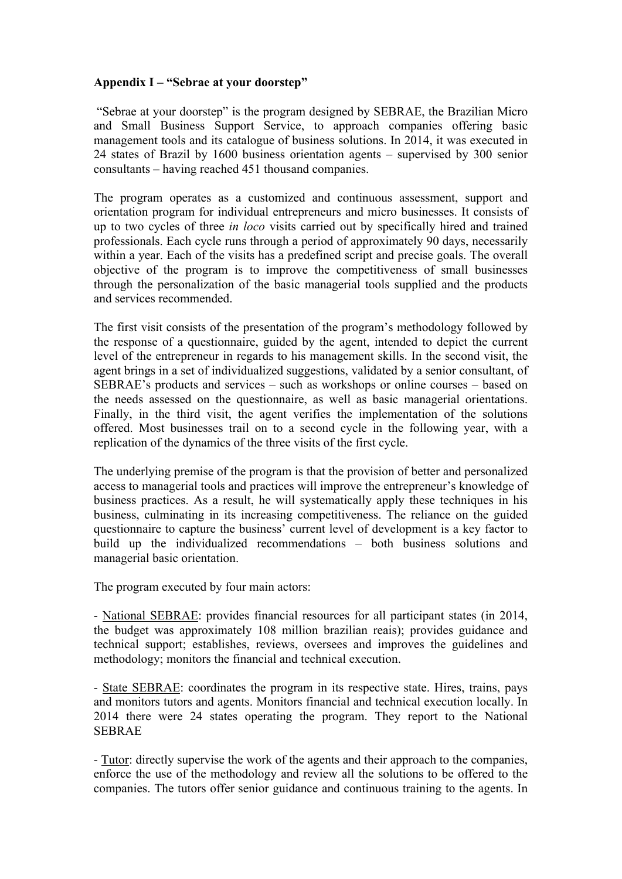**Appendix I – "Sebrae at your doorstep"**

"Sebrae at your doorstep" is the program designed by SEBRAE, the Brazilian Micro and Small Business Support Service, to approach companies offering basic management tools and its catalogue of business solutions. In 2014, it was executed in 24 states of Brazil by 1600 business orientation agents – supervised by 300 senior consultants – having reached 451 thousand companies.

The program operates as a customized and continuous assessment, support and orientation program for individual entrepreneurs and micro businesses. It consists of up to two cycles of three *in loco* visits carried out by specifically hired and trained professionals. Each cycle runs through a period of approximately 90 days, necessarily within a year. Each of the visits has a predefined script and precise goals. The overall objective of the program is to improve the competitiveness of small businesses through the personalization of the basic managerial tools supplied and the products and services recommended.

The first visit consists of the presentation of the program's methodology followed by the response of a questionnaire, guided by the agent, intended to depict the current level of the entrepreneur in regards to his management skills. In the second visit, the agent brings in a set of individualized suggestions, validated by a senior consultant, of SEBRAE's products and services – such as workshops or online courses – based on the needs assessed on the questionnaire, as well as basic managerial orientations. Finally, in the third visit, the agent verifies the implementation of the solutions offered. Most businesses trail on to a second cycle in the following year, with a replication of the dynamics of the three visits of the first cycle.

The underlying premise of the program is that the provision of better and personalized access to managerial tools and practices will improve the entrepreneur's knowledge of business practices. As a result, he will systematically apply these techniques in his business, culminating in its increasing competitiveness. The reliance on the guided questionnaire to capture the business' current level of development is a key factor to build up the individualized recommendations – both business solutions and managerial basic orientation.

The program executed by four main actors:

- National SEBRAE: provides financial resources for all participant states (in 2014, the budget was approximately 108 million brazilian reais); provides guidance and technical support; establishes, reviews, oversees and improves the guidelines and methodology; monitors the financial and technical execution.

- State SEBRAE: coordinates the program in its respective state. Hires, trains, pays and monitors tutors and agents. Monitors financial and technical execution locally. In 2014 there were 24 states operating the program. They report to the National SEBRAE

- Tutor: directly supervise the work of the agents and their approach to the companies, enforce the use of the methodology and review all the solutions to be offered to the companies. The tutors offer senior guidance and continuous training to the agents. In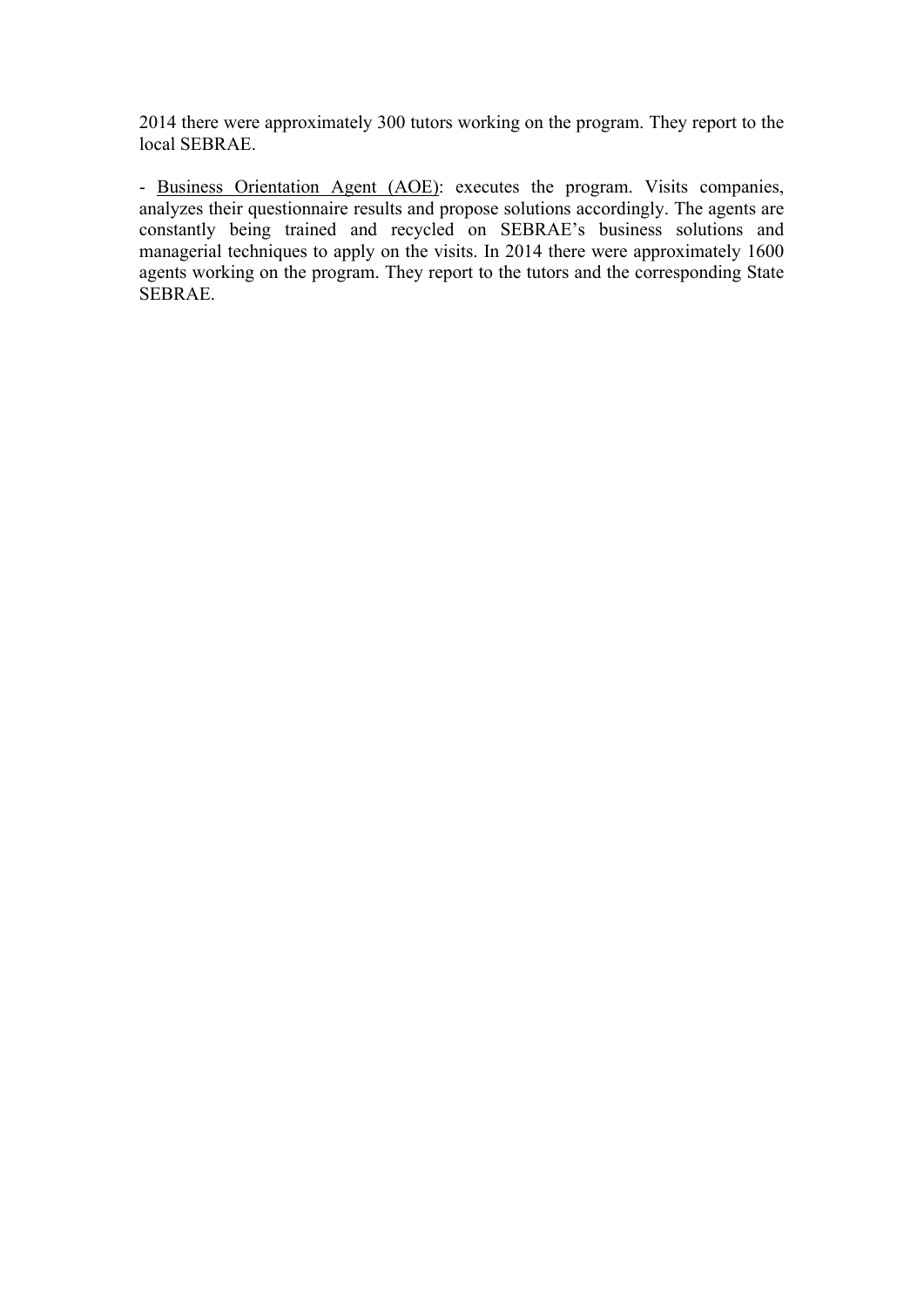2014 there were approximately 300 tutors working on the program. They report to the local SEBRAE.

- Business Orientation Agent (AOE): executes the program. Visits companies, analyzes their questionnaire results and propose solutions accordingly. The agents are constantly being trained and recycled on SEBRAE's business solutions and managerial techniques to apply on the visits. In 2014 there were approximately 1600 agents working on the program. They report to the tutors and the corresponding State SEBRAE.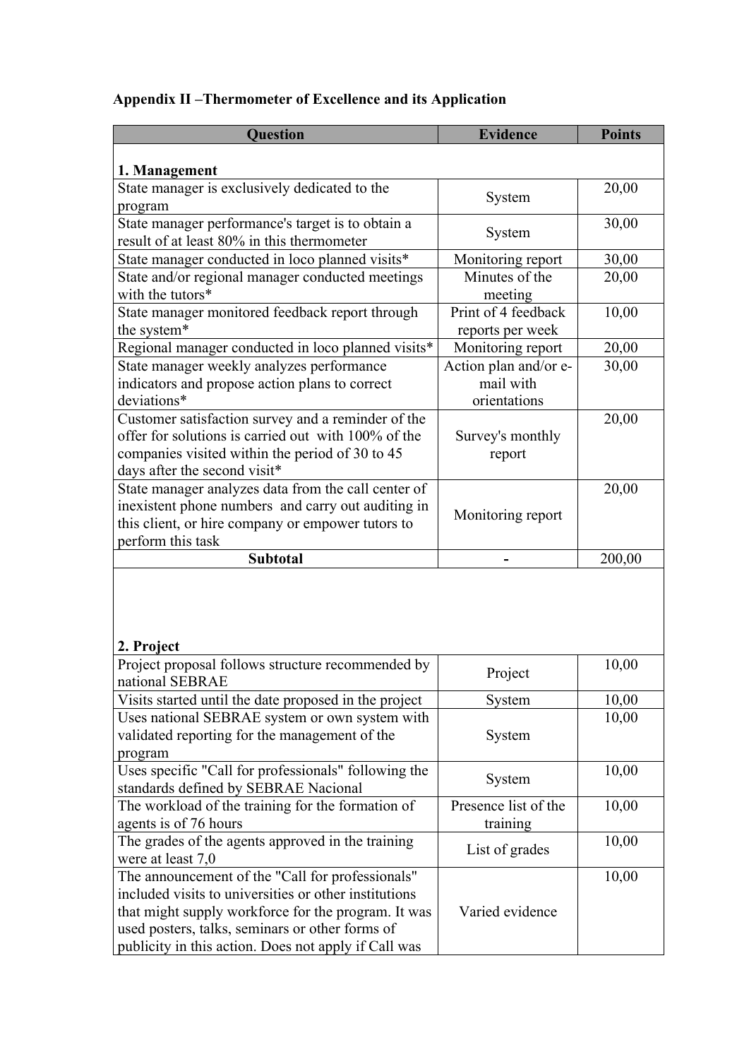**Appendix II –Thermometer of Excellence and its Application**

| Question | Evidence | Points |
|---|---|---|
| **1. Management** | | |
| State manager is exclusively dedicated to the program | System | 20,00 |
| State manager performance's target is to obtain a result of at least 80% in this thermometer | System | 30,00 |
| State manager conducted in loco planned visits* | Monitoring report | 30,00 |
| State and/or regional manager conducted meetings with the tutors* | Minutes of the meeting | 20,00 |
| State manager monitored feedback report through the system* | Print of 4 feedback reports per week | 10,00 |
| Regional manager conducted in loco planned visits* | Monitoring report | 20,00 |
| State manager weekly analyzes performance indicators and propose action plans to correct deviations* | Action plan and/or e-mail with orientations | 30,00 |
| Customer satisfaction survey and a reminder of the offer for solutions is carried out with 100% of the companies visited within the period of 30 to 45 days after the second visit* | Survey's monthly report | 20,00 |
| State manager analyzes data from the call center of inexistent phone numbers and carry out auditing in this client, or hire company or empower tutors to perform this task | Monitoring report | 20,00 |
| **Subtotal** | **-** | 200,00 |
| **2. Project** | | |
| Project proposal follows structure recommended by national SEBRAE | Project | 10,00 |
| Visits started until the date proposed in the project | System | 10,00 |
| Uses national SEBRAE system or own system with validated reporting for the management of the program | System | 10,00 |
| Uses specific "Call for professionals" following the standards defined by SEBRAE Nacional | System | 10,00 |
| The workload of the training for the formation of agents is of 76 hours | Presence list of the training | 10,00 |
| The grades of the agents approved in the training were at least 7,0 | List of grades | 10,00 |
| The announcement of the "Call for professionals" included visits to universities or other institutions that might supply workforce for the program. It was used posters, talks, seminars or other forms of publicity in this action. Does not apply if Call was | Varied evidence | 10,00 |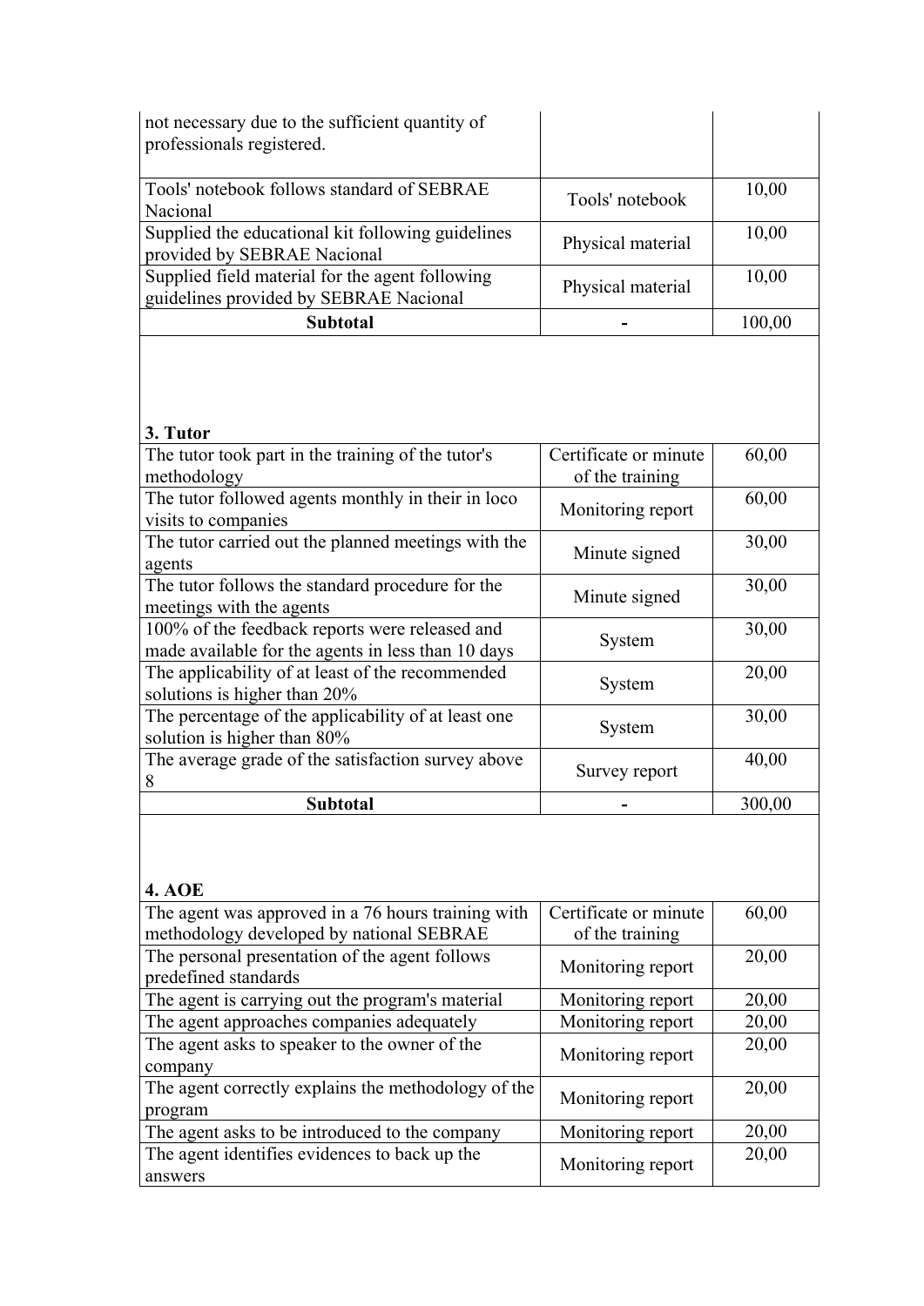| | | |
|---|---|---|
| not necessary due to the sufficient quantity of professionals registered. | | |
| Tools' notebook follows standard of SEBRAE Nacional | Tools' notebook | 10,00 |
| Supplied the educational kit following guidelines provided by SEBRAE Nacional | Physical material | 10,00 |
| Supplied field material for the agent following guidelines provided by SEBRAE Nacional | Physical material | 10,00 |
| **Subtotal** | **-** | 100,00 |

**3. Tutor**

| | | |
|---|---|---|
| The tutor took part in the training of the tutor's methodology | Certificate or minute of the training | 60,00 |
| The tutor followed agents monthly in their in loco visits to companies | Monitoring report | 60,00 |
| The tutor carried out the planned meetings with the agents | Minute signed | 30,00 |
| The tutor follows the standard procedure for the meetings with the agents | Minute signed | 30,00 |
| 100% of the feedback reports were released and made available for the agents in less than 10 days | System | 30,00 |
| The applicability of at least of the recommended solutions is higher than 20% | System | 20,00 |
| The percentage of the applicability of at least one solution is higher than 80% | System | 30,00 |
| The average grade of the satisfaction survey above 8 | Survey report | 40,00 |
| **Subtotal** | **-** | 300,00 |

**4. AOE**

| | | |
|---|---|---|
| The agent was approved in a 76 hours training with methodology developed by national SEBRAE | Certificate or minute of the training | 60,00 |
| The personal presentation of the agent follows predefined standards | Monitoring report | 20,00 |
| The agent is carrying out the program's material | Monitoring report | 20,00 |
| The agent approaches companies adequately | Monitoring report | 20,00 |
| The agent asks to speaker to the owner of the company | Monitoring report | 20,00 |
| The agent correctly explains the methodology of the program | Monitoring report | 20,00 |
| The agent asks to be introduced to the company | Monitoring report | 20,00 |
| The agent identifies evidences to back up the answers | Monitoring report | 20,00 |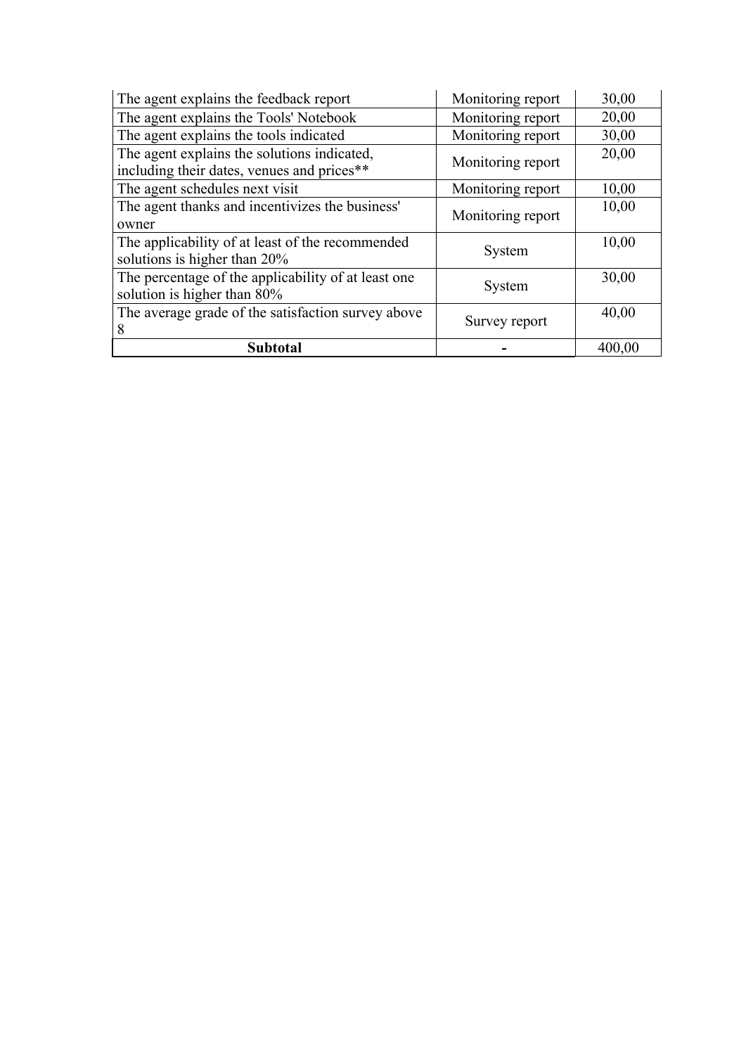| | | |
|---|---|---|
| The agent explains the feedback report | Monitoring report | 30,00 |
| The agent explains the Tools' Notebook | Monitoring report | 20,00 |
| The agent explains the tools indicated | Monitoring report | 30,00 |
| The agent explains the solutions indicated, including their dates, venues and prices** | Monitoring report | 20,00 |
| The agent schedules next visit | Monitoring report | 10,00 |
| The agent thanks and incentivizes the business' owner | Monitoring report | 10,00 |
| The applicability of at least of the recommended solutions is higher than 20% | System | 10,00 |
| The percentage of the applicability of at least one solution is higher than 80% | System | 30,00 |
| The average grade of the satisfaction survey above 8 | Survey report | 40,00 |
| **Subtotal** | **-** | 400,00 |